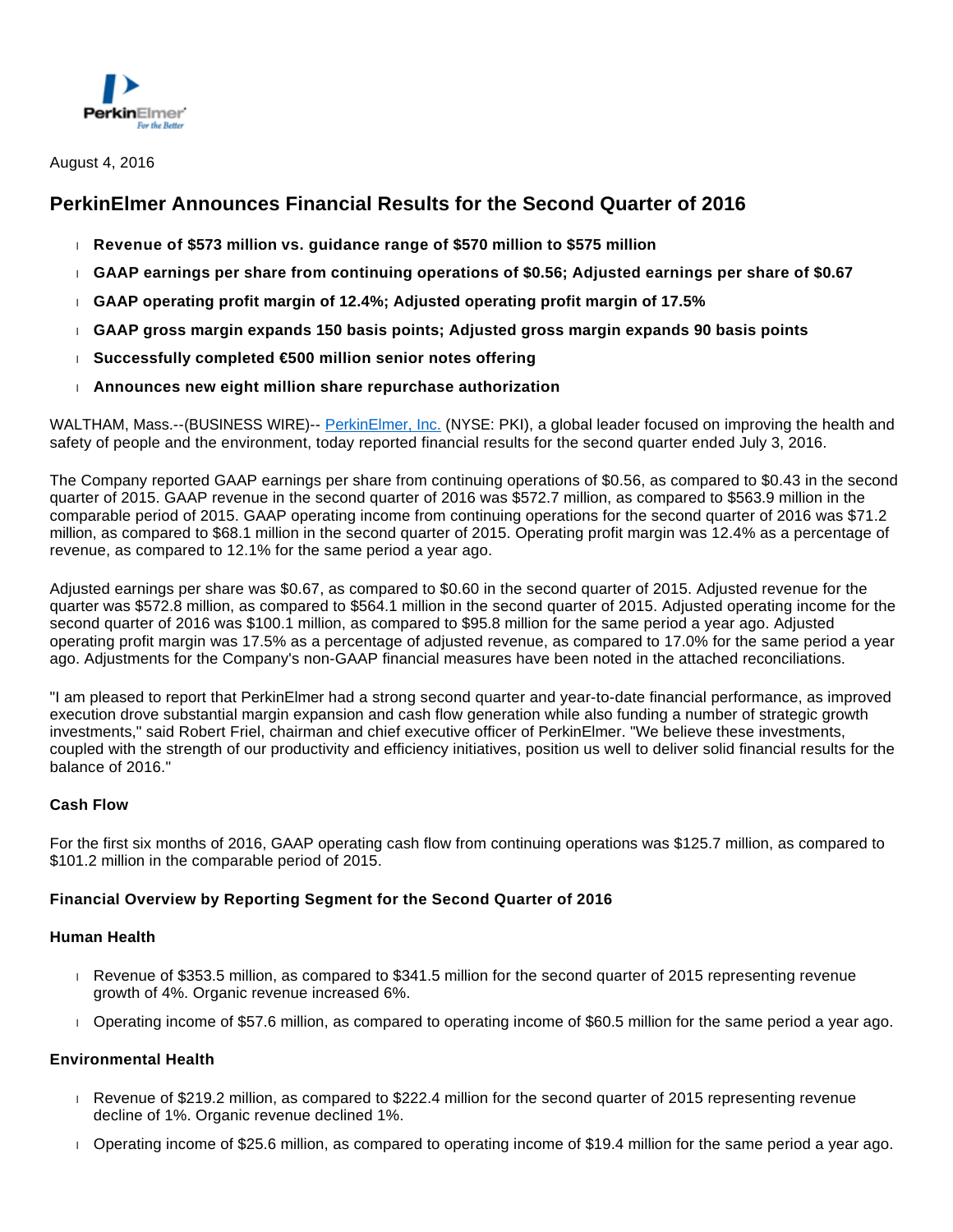August 4, 2016

# PerkinElmer Announces Financial Results for the Second Quarter of 2016

- **Revenue of $573 million vs. guidance range of $570 million to $575 million**
- **GAAP earnings per share from continuing operations of $0.56; Adjusted earnings per share of $0.67**
- **GAAP operating profit margin of 12.4%; Adjusted operating profit margin of 17.5%**
- **GAAP gross margin expands 150 basis points; Adjusted gross margin expands 90 basis points**
- **Successfully completed €500 million senior notes offering**
- **Announces new eight million share repurchase authorization**

WALTHAM, Mass.--(BUSINESS WIRE)-- PerkinElmer, Inc. (NYSE: PKI), a global leader focused on improving the health and safety of people and the environment, today reported financial results for the second quarter ended July 3, 2016.

The Company reported GAAP earnings per share from continuing operations of $0.56, as compared to $0.43 in the second quarter of 2015. GAAP revenue in the second quarter of 2016 was $572.7 million, as compared to $563.9 million in the comparable period of 2015. GAAP operating income from continuing operations for the second quarter of 2016 was $71.2 million, as compared to $68.1 million in the second quarter of 2015. Operating profit margin was 12.4% as a percentage of revenue, as compared to 12.1% for the same period a year ago.

Adjusted earnings per share was $0.67, as compared to $0.60 in the second quarter of 2015. Adjusted revenue for the quarter was $572.8 million, as compared to $564.1 million in the second quarter of 2015. Adjusted operating income for the second quarter of 2016 was $100.1 million, as compared to $95.8 million for the same period a year ago. Adjusted operating profit margin was 17.5% as a percentage of adjusted revenue, as compared to 17.0% for the same period a year ago. Adjustments for the Company's non-GAAP financial measures have been noted in the attached reconciliations.

"I am pleased to report that PerkinElmer had a strong second quarter and year-to-date financial performance, as improved execution drove substantial margin expansion and cash flow generation while also funding a number of strategic growth investments," said Robert Friel, chairman and chief executive officer of PerkinElmer. "We believe these investments, coupled with the strength of our productivity and efficiency initiatives, position us well to deliver solid financial results for the balance of 2016."

### Cash Flow

For the first six months of 2016, GAAP operating cash flow from continuing operations was $125.7 million, as compared to $101.2 million in the comparable period of 2015.

### Financial Overview by Reporting Segment for the Second Quarter of 2016

#### Human Health

- Revenue of $353.5 million, as compared to $341.5 million for the second quarter of 2015 representing revenue growth of 4%. Organic revenue increased 6%.
- Operating income of $57.6 million, as compared to operating income of $60.5 million for the same period a year ago.

#### Environmental Health

- Revenue of $219.2 million, as compared to $222.4 million for the second quarter of 2015 representing revenue decline of 1%. Organic revenue declined 1%.
- Operating income of $25.6 million, as compared to operating income of $19.4 million for the same period a year ago.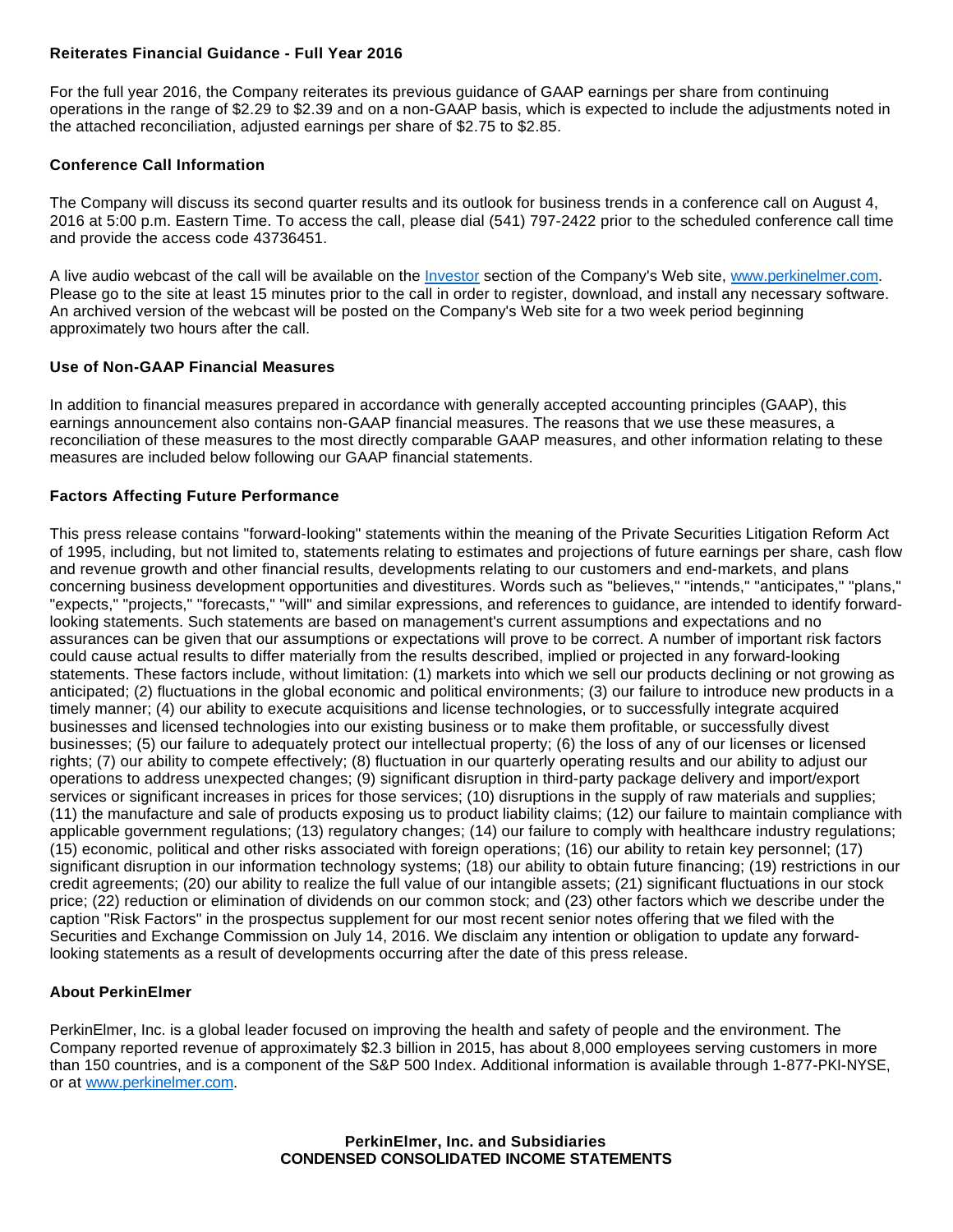**Reiterates Financial Guidance - Full Year 2016**

For the full year 2016, the Company reiterates its previous guidance of GAAP earnings per share from continuing operations in the range of $2.29 to $2.39 and on a non-GAAP basis, which is expected to include the adjustments noted in the attached reconciliation, adjusted earnings per share of $2.75 to $2.85.

**Conference Call Information**

The Company will discuss its second quarter results and its outlook for business trends in a conference call on August 4, 2016 at 5:00 p.m. Eastern Time. To access the call, please dial (541) 797-2422 prior to the scheduled conference call time and provide the access code 43736451.

A live audio webcast of the call will be available on the Investor section of the Company's Web site, www.perkinelmer.com. Please go to the site at least 15 minutes prior to the call in order to register, download, and install any necessary software. An archived version of the webcast will be posted on the Company's Web site for a two week period beginning approximately two hours after the call.

**Use of Non-GAAP Financial Measures**

In addition to financial measures prepared in accordance with generally accepted accounting principles (GAAP), this earnings announcement also contains non-GAAP financial measures. The reasons that we use these measures, a reconciliation of these measures to the most directly comparable GAAP measures, and other information relating to these measures are included below following our GAAP financial statements.

**Factors Affecting Future Performance**

This press release contains "forward-looking" statements within the meaning of the Private Securities Litigation Reform Act of 1995, including, but not limited to, statements relating to estimates and projections of future earnings per share, cash flow and revenue growth and other financial results, developments relating to our customers and end-markets, and plans concerning business development opportunities and divestitures. Words such as "believes," "intends," "anticipates," "plans," "expects," "projects," "forecasts," "will" and similar expressions, and references to guidance, are intended to identify forward-looking statements. Such statements are based on management's current assumptions and expectations and no assurances can be given that our assumptions or expectations will prove to be correct. A number of important risk factors could cause actual results to differ materially from the results described, implied or projected in any forward-looking statements. These factors include, without limitation: (1) markets into which we sell our products declining or not growing as anticipated; (2) fluctuations in the global economic and political environments; (3) our failure to introduce new products in a timely manner; (4) our ability to execute acquisitions and license technologies, or to successfully integrate acquired businesses and licensed technologies into our existing business or to make them profitable, or successfully divest businesses; (5) our failure to adequately protect our intellectual property; (6) the loss of any of our licenses or licensed rights; (7) our ability to compete effectively; (8) fluctuation in our quarterly operating results and our ability to adjust our operations to address unexpected changes; (9) significant disruption in third-party package delivery and import/export services or significant increases in prices for those services; (10) disruptions in the supply of raw materials and supplies; (11) the manufacture and sale of products exposing us to product liability claims; (12) our failure to maintain compliance with applicable government regulations; (13) regulatory changes; (14) our failure to comply with healthcare industry regulations; (15) economic, political and other risks associated with foreign operations; (16) our ability to retain key personnel; (17) significant disruption in our information technology systems; (18) our ability to obtain future financing; (19) restrictions in our credit agreements; (20) our ability to realize the full value of our intangible assets; (21) significant fluctuations in our stock price; (22) reduction or elimination of dividends on our common stock; and (23) other factors which we describe under the caption "Risk Factors" in the prospectus supplement for our most recent senior notes offering that we filed with the Securities and Exchange Commission on July 14, 2016. We disclaim any intention or obligation to update any forward-looking statements as a result of developments occurring after the date of this press release.

**About PerkinElmer**

PerkinElmer, Inc. is a global leader focused on improving the health and safety of people and the environment. The Company reported revenue of approximately $2.3 billion in 2015, has about 8,000 employees serving customers in more than 150 countries, and is a component of the S&P 500 Index. Additional information is available through 1-877-PKI-NYSE, or at www.perkinelmer.com.

**PerkinElmer, Inc. and Subsidiaries**
**CONDENSED CONSOLIDATED INCOME STATEMENTS**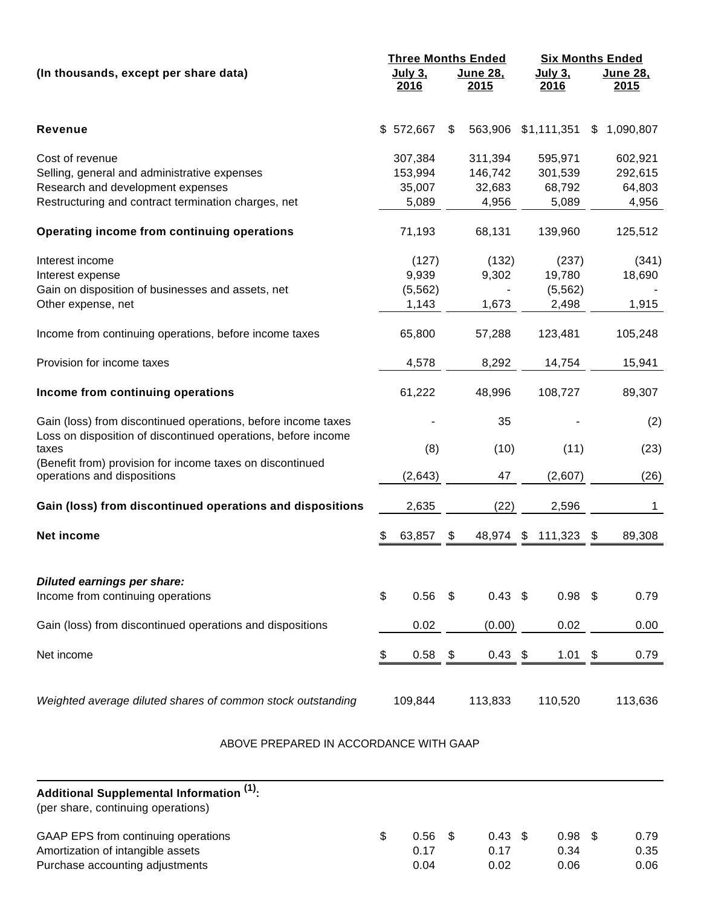| (In thousands, except per share data) | Three Months Ended | | Six Months Ended | |
|---|---|---|---|---|
| | July 3, 2016 | June 28, 2015 | July 3, 2016 | June 28, 2015 |
| **Revenue** | $ 572,667 | $ 563,906 | $1,111,351 | $ 1,090,807 |
| Cost of revenue | 307,384 | 311,394 | 595,971 | 602,921 |
| Selling, general and administrative expenses | 153,994 | 146,742 | 301,539 | 292,615 |
| Research and development expenses | 35,007 | 32,683 | 68,792 | 64,803 |
| Restructuring and contract termination charges, net | 5,089 | 4,956 | 5,089 | 4,956 |
| **Operating income from continuing operations** | 71,193 | 68,131 | 139,960 | 125,512 |
| Interest income | (127) | (132) | (237) | (341) |
| Interest expense | 9,939 | 9,302 | 19,780 | 18,690 |
| Gain on disposition of businesses and assets, net | (5,562) | - | (5,562) | - |
| Other expense, net | 1,143 | 1,673 | 2,498 | 1,915 |
| Income from continuing operations, before income taxes | 65,800 | 57,288 | 123,481 | 105,248 |
| Provision for income taxes | 4,578 | 8,292 | 14,754 | 15,941 |
| **Income from continuing operations** | 61,222 | 48,996 | 108,727 | 89,307 |
| Gain (loss) from discontinued operations, before income taxes | - | 35 | - | (2) |
| Loss on disposition of discontinued operations, before income taxes | (8) | (10) | (11) | (23) |
| (Benefit from) provision for income taxes on discontinued operations and dispositions | (2,643) | 47 | (2,607) | (26) |
| **Gain (loss) from discontinued operations and dispositions** | 2,635 | (22) | 2,596 | 1 |
| **Net income** | $ 63,857 | $ 48,974 | $ 111,323 | $ 89,308 |
| ***Diluted earnings per share:*** | | | | |
| Income from continuing operations | $ 0.56 | $ 0.43 | $ 0.98 | $ 0.79 |
| Gain (loss) from discontinued operations and dispositions | 0.02 | (0.00) | 0.02 | 0.00 |
| Net income | $ 0.58 | $ 0.43 | $ 1.01 | $ 0.79 |
| *Weighted average diluted shares of common stock outstanding* | 109,844 | 113,833 | 110,520 | 113,636 |

ABOVE PREPARED IN ACCORDANCE WITH GAAP

**Additional Supplemental Information [(1)]:**
(per share, continuing operations)

| | | | | |
|---|---|---|---|---|
| GAAP EPS from continuing operations | $ 0.56 | $ 0.43 | $ 0.98 | $ 0.79 |
| Amortization of intangible assets | 0.17 | 0.17 | 0.34 | 0.35 |
| Purchase accounting adjustments | 0.04 | 0.02 | 0.06 | 0.06 |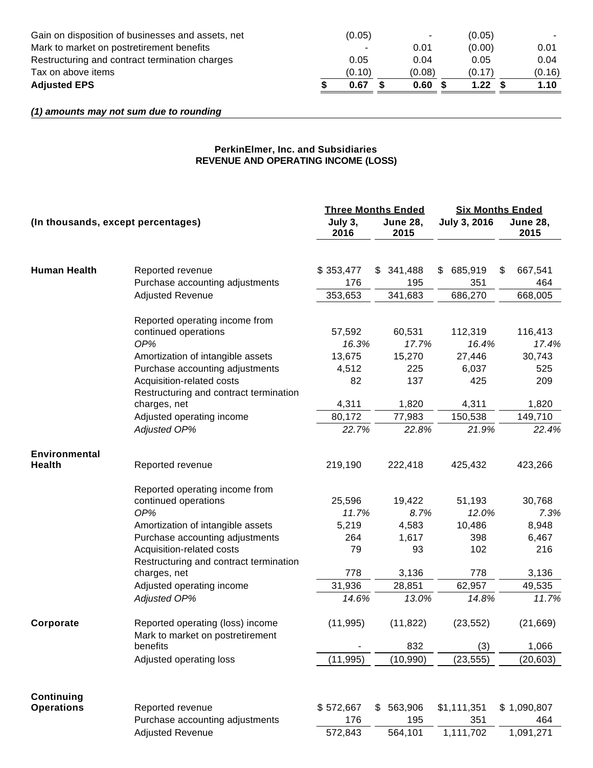| | | | | |
|---|---|---|---|---|
| Gain on disposition of businesses and assets, net | (0.05) | - | (0.05) | - |
| Mark to market on postretirement benefits | - | 0.01 | (0.00) | 0.01 |
| Restructuring and contract termination charges | 0.05 | 0.04 | 0.05 | 0.04 |
| Tax on above items | (0.10) | (0.08) | (0.17) | (0.16) |
| **Adjusted EPS** | **$ 0.67** | **$ 0.60** | **$ 1.22** | **$ 1.10** |

***(1) amounts may not sum due to rounding***

**PerkinElmer, Inc. and Subsidiaries**
**REVENUE AND OPERATING INCOME (LOSS)**

| **(In thousands, except percentages)** | | **Three Months Ended** | | **Six Months Ended** | |
|---|---|---|---|---|---|
| | | **July 3, 2016** | **June 28, 2015** | **July 3, 2016** | **June 28, 2015** |
| **Human Health** | Reported revenue | $ 353,477 | $ 341,488 | $ 685,919 | $ 667,541 |
| | Purchase accounting adjustments | 176 | 195 | 351 | 464 |
| | Adjusted Revenue | 353,653 | 341,683 | 686,270 | 668,005 |
| | Reported operating income from continued operations | 57,592 | 60,531 | 112,319 | 116,413 |
| | *OP%* | *16.3%* | *17.7%* | *16.4%* | *17.4%* |
| | Amortization of intangible assets | 13,675 | 15,270 | 27,446 | 30,743 |
| | Purchase accounting adjustments | 4,512 | 225 | 6,037 | 525 |
| | Acquisition-related costs | 82 | 137 | 425 | 209 |
| | Restructuring and contract termination charges, net | 4,311 | 1,820 | 4,311 | 1,820 |
| | Adjusted operating income | 80,172 | 77,983 | 150,538 | 149,710 |
| | *Adjusted OP%* | *22.7%* | *22.8%* | *21.9%* | *22.4%* |
| **Environmental Health** | Reported revenue | 219,190 | 222,418 | 425,432 | 423,266 |
| | Reported operating income from continued operations | 25,596 | 19,422 | 51,193 | 30,768 |
| | *OP%* | *11.7%* | *8.7%* | *12.0%* | *7.3%* |
| | Amortization of intangible assets | 5,219 | 4,583 | 10,486 | 8,948 |
| | Purchase accounting adjustments | 264 | 1,617 | 398 | 6,467 |
| | Acquisition-related costs | 79 | 93 | 102 | 216 |
| | Restructuring and contract termination charges, net | 778 | 3,136 | 778 | 3,136 |
| | Adjusted operating income | 31,936 | 28,851 | 62,957 | 49,535 |
| | *Adjusted OP%* | *14.6%* | *13.0%* | *14.8%* | *11.7%* |
| **Corporate** | Reported operating (loss) income | (11,995) | (11,822) | (23,552) | (21,669) |
| | Mark to market on postretirement benefits | - | 832 | (3) | 1,066 |
| | Adjusted operating loss | (11,995) | (10,990) | (23,555) | (20,603) |
| **Continuing Operations** | Reported revenue | $ 572,667 | $ 563,906 | $1,111,351 | $ 1,090,807 |
| | Purchase accounting adjustments | 176 | 195 | 351 | 464 |
| | Adjusted Revenue | 572,843 | 564,101 | 1,111,702 | 1,091,271 |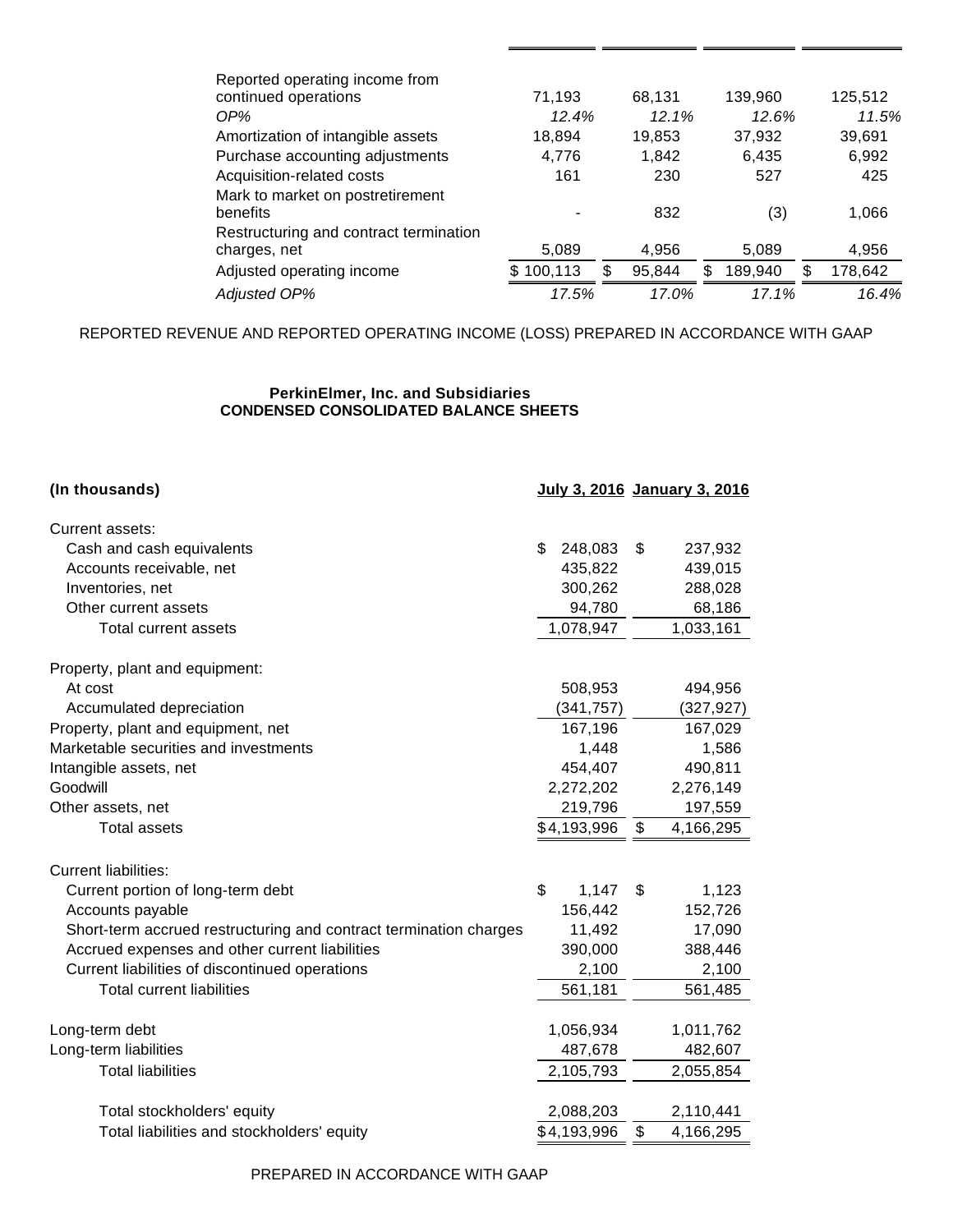| | | | | |
|---|---|---|---|---|
| Reported operating income from continued operations | 71,193 | 68,131 | 139,960 | 125,512 |
| *OP%* | *12.4%* | *12.1%* | *12.6%* | *11.5%* |
| Amortization of intangible assets | 18,894 | 19,853 | 37,932 | 39,691 |
| Purchase accounting adjustments | 4,776 | 1,842 | 6,435 | 6,992 |
| Acquisition-related costs | 161 | 230 | 527 | 425 |
| Mark to market on postretirement benefits | - | 832 | (3) | 1,066 |
| Restructuring and contract termination charges, net | 5,089 | 4,956 | 5,089 | 4,956 |
| Adjusted operating income | $ 100,113 | $ 95,844 | $ 189,940 | $ 178,642 |
| *Adjusted OP%* | *17.5%* | *17.0%* | *17.1%* | *16.4%* |

REPORTED REVENUE AND REPORTED OPERATING INCOME (LOSS) PREPARED IN ACCORDANCE WITH GAAP

**PerkinElmer, Inc. and Subsidiaries**
**CONDENSED CONSOLIDATED BALANCE SHEETS**

| **(In thousands)** | July 3, 2016 | January 3, 2016 |
|---|---|---|
| Current assets: | | |
| Cash and cash equivalents | $ 248,083 | $ 237,932 |
| Accounts receivable, net | 435,822 | 439,015 |
| Inventories, net | 300,262 | 288,028 |
| Other current assets | 94,780 | 68,186 |
| Total current assets | 1,078,947 | 1,033,161 |
| Property, plant and equipment: | | |
| At cost | 508,953 | 494,956 |
| Accumulated depreciation | (341,757) | (327,927) |
| Property, plant and equipment, net | 167,196 | 167,029 |
| Marketable securities and investments | 1,448 | 1,586 |
| Intangible assets, net | 454,407 | 490,811 |
| Goodwill | 2,272,202 | 2,276,149 |
| Other assets, net | 219,796 | 197,559 |
| Total assets | $4,193,996 | $ 4,166,295 |
| Current liabilities: | | |
| Current portion of long-term debt | $ 1,147 | $ 1,123 |
| Accounts payable | 156,442 | 152,726 |
| Short-term accrued restructuring and contract termination charges | 11,492 | 17,090 |
| Accrued expenses and other current liabilities | 390,000 | 388,446 |
| Current liabilities of discontinued operations | 2,100 | 2,100 |
| Total current liabilities | 561,181 | 561,485 |
| Long-term debt | 1,056,934 | 1,011,762 |
| Long-term liabilities | 487,678 | 482,607 |
| Total liabilities | 2,105,793 | 2,055,854 |
| Total stockholders' equity | 2,088,203 | 2,110,441 |
| Total liabilities and stockholders' equity | $4,193,996 | $ 4,166,295 |

PREPARED IN ACCORDANCE WITH GAAP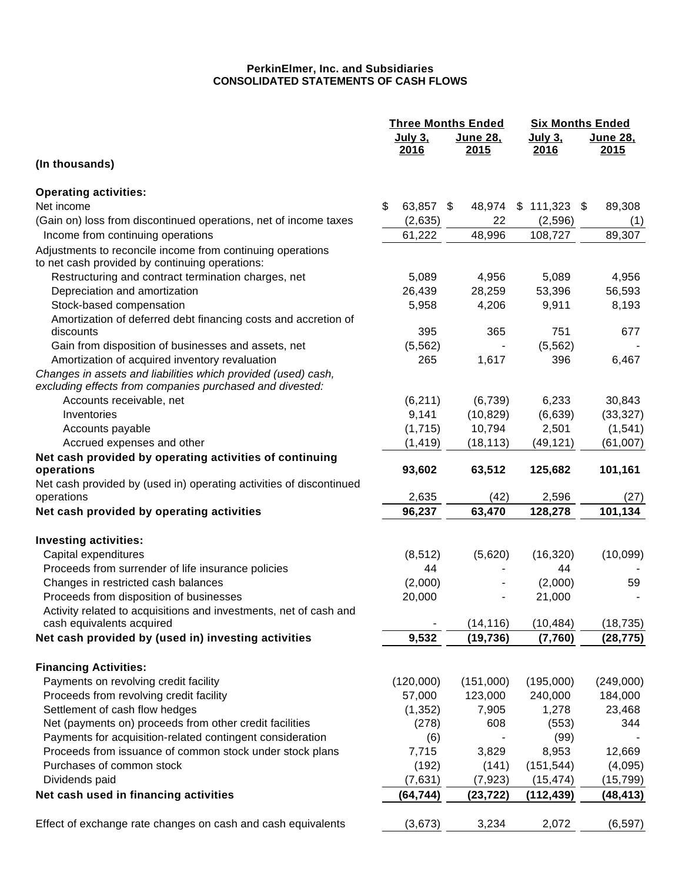**PerkinElmer, Inc. and Subsidiaries**
**CONSOLIDATED STATEMENTS OF CASH FLOWS**

| (In thousands) | Three Months Ended July 3, 2016 | Three Months Ended June 28, 2015 | Six Months Ended July 3, 2016 | Six Months Ended June 28, 2015 |
|---|---|---|---|---|
| **Operating activities:** | | | | |
| Net income | $ 63,857 | $ 48,974 | $ 111,323 | $ 89,308 |
| (Gain on) loss from discontinued operations, net of income taxes | (2,635) | 22 | (2,596) | (1) |
| Income from continuing operations | 61,222 | 48,996 | 108,727 | 89,307 |
| Adjustments to reconcile income from continuing operations to net cash provided by continuing operations: | | | | |
| Restructuring and contract termination charges, net | 5,089 | 4,956 | 5,089 | 4,956 |
| Depreciation and amortization | 26,439 | 28,259 | 53,396 | 56,593 |
| Stock-based compensation | 5,958 | 4,206 | 9,911 | 8,193 |
| Amortization of deferred debt financing costs and accretion of discounts | 395 | 365 | 751 | 677 |
| Gain from disposition of businesses and assets, net | (5,562) | - | (5,562) | - |
| Amortization of acquired inventory revaluation | 265 | 1,617 | 396 | 6,467 |
| *Changes in assets and liabilities which provided (used) cash, excluding effects from companies purchased and divested:* | | | | |
| Accounts receivable, net | (6,211) | (6,739) | 6,233 | 30,843 |
| Inventories | 9,141 | (10,829) | (6,639) | (33,327) |
| Accounts payable | (1,715) | 10,794 | 2,501 | (1,541) |
| Accrued expenses and other | (1,419) | (18,113) | (49,121) | (61,007) |
| **Net cash provided by operating activities of continuing operations** | **93,602** | **63,512** | **125,682** | **101,161** |
| Net cash provided by (used in) operating activities of discontinued operations | 2,635 | (42) | 2,596 | (27) |
| **Net cash provided by operating activities** | **96,237** | **63,470** | **128,278** | **101,134** |
| **Investing activities:** | | | | |
| Capital expenditures | (8,512) | (5,620) | (16,320) | (10,099) |
| Proceeds from surrender of life insurance policies | 44 | - | 44 | - |
| Changes in restricted cash balances | (2,000) | - | (2,000) | 59 |
| Proceeds from disposition of businesses | 20,000 | - | 21,000 | - |
| Activity related to acquisitions and investments, net of cash and cash equivalents acquired | - | (14,116) | (10,484) | (18,735) |
| **Net cash provided by (used in) investing activities** | **9,532** | **(19,736)** | **(7,760)** | **(28,775)** |
| **Financing Activities:** | | | | |
| Payments on revolving credit facility | (120,000) | (151,000) | (195,000) | (249,000) |
| Proceeds from revolving credit facility | 57,000 | 123,000 | 240,000 | 184,000 |
| Settlement of cash flow hedges | (1,352) | 7,905 | 1,278 | 23,468 |
| Net (payments on) proceeds from other credit facilities | (278) | 608 | (553) | 344 |
| Payments for acquisition-related contingent consideration | (6) | - | (99) | - |
| Proceeds from issuance of common stock under stock plans | 7,715 | 3,829 | 8,953 | 12,669 |
| Purchases of common stock | (192) | (141) | (151,544) | (4,095) |
| Dividends paid | (7,631) | (7,923) | (15,474) | (15,799) |
| **Net cash used in financing activities** | **(64,744)** | **(23,722)** | **(112,439)** | **(48,413)** |
| Effect of exchange rate changes on cash and cash equivalents | (3,673) | 3,234 | 2,072 | (6,597) |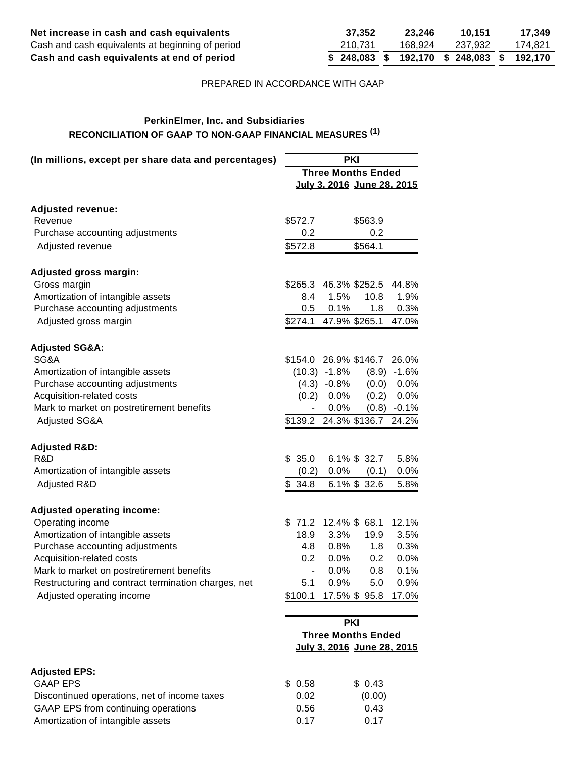| | | | | |
|---|---|---|---|---|
| **Net increase in cash and cash equivalents** | **37,352** | **23,246** | **10,151** | **17,349** |
| Cash and cash equivalents at beginning of period | 210,731 | 168,924 | 237,932 | 174,821 |
| **Cash and cash equivalents at end of period** | **$ 248,083** | **$ 192,170** | **$ 248,083** | **$ 192,170** |

PREPARED IN ACCORDANCE WITH GAAP

**PerkinElmer, Inc. and Subsidiaries**

**RECONCILIATION OF GAAP TO NON-GAAP FINANCIAL MEASURES (1)**

| (In millions, except per share data and percentages) | PKI | | | |
|---|---|---|---|---|
| | Three Months Ended | | | |
| | July 3, 2016 | | June 28, 2015 | |
| **Adjusted revenue:** | | | | |
| Revenue | $572.7 | | $563.9 | |
| Purchase accounting adjustments | 0.2 | | 0.2 | |
| Adjusted revenue | $572.8 | | $564.1 | |
| **Adjusted gross margin:** | | | | |
| Gross margin | $265.3 | 46.3% | $252.5 | 44.8% |
| Amortization of intangible assets | 8.4 | 1.5% | 10.8 | 1.9% |
| Purchase accounting adjustments | 0.5 | 0.1% | 1.8 | 0.3% |
| Adjusted gross margin | $274.1 | 47.9% | $265.1 | 47.0% |
| **Adjusted SG&A:** | | | | |
| SG&A | $154.0 | 26.9% | $146.7 | 26.0% |
| Amortization of intangible assets | (10.3) | -1.8% | (8.9) | -1.6% |
| Purchase accounting adjustments | (4.3) | -0.8% | (0.0) | 0.0% |
| Acquisition-related costs | (0.2) | 0.0% | (0.2) | 0.0% |
| Mark to market on postretirement benefits | - | 0.0% | (0.8) | -0.1% |
| Adjusted SG&A | $139.2 | 24.3% | $136.7 | 24.2% |
| **Adjusted R&D:** | | | | |
| R&D | $ 35.0 | 6.1% | $ 32.7 | 5.8% |
| Amortization of intangible assets | (0.2) | 0.0% | (0.1) | 0.0% |
| Adjusted R&D | $ 34.8 | 6.1% | $ 32.6 | 5.8% |
| **Adjusted operating income:** | | | | |
| Operating income | $ 71.2 | 12.4% | $ 68.1 | 12.1% |
| Amortization of intangible assets | 18.9 | 3.3% | 19.9 | 3.5% |
| Purchase accounting adjustments | 4.8 | 0.8% | 1.8 | 0.3% |
| Acquisition-related costs | 0.2 | 0.0% | 0.2 | 0.0% |
| Mark to market on postretirement benefits | - | 0.0% | 0.8 | 0.1% |
| Restructuring and contract termination charges, net | 5.1 | 0.9% | 5.0 | 0.9% |
| Adjusted operating income | $100.1 | 17.5% | $ 95.8 | 17.0% |

| | PKI | |
|---|---|---|
| | Three Months Ended | |
| | July 3, 2016 | June 28, 2015 |
| **Adjusted EPS:** | | |
| GAAP EPS | $ 0.58 | $ 0.43 |
| Discontinued operations, net of income taxes | 0.02 | (0.00) |
| GAAP EPS from continuing operations | 0.56 | 0.43 |
| Amortization of intangible assets | 0.17 | 0.17 |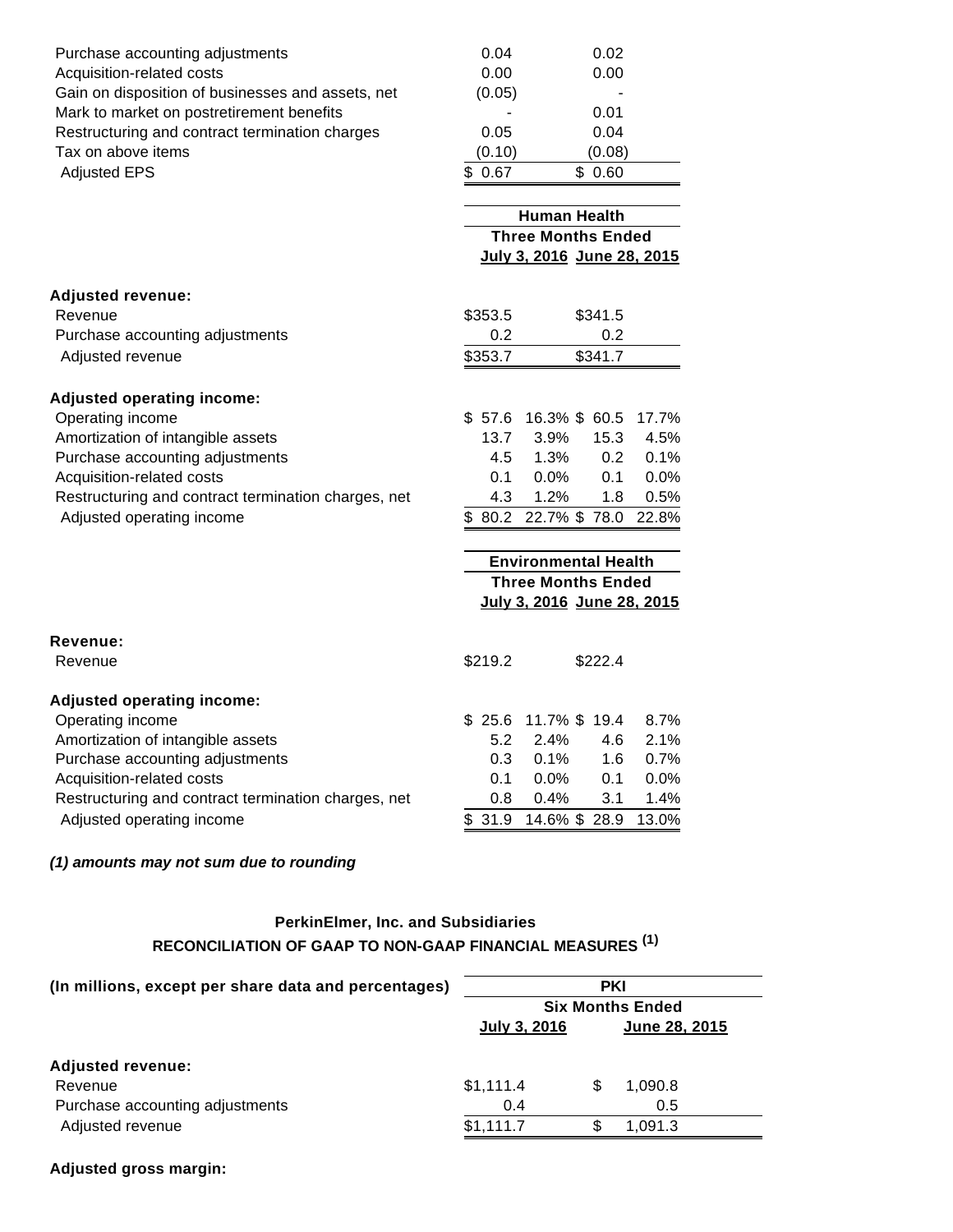| | | |
|---|---|---|
| Purchase accounting adjustments | 0.04 | 0.02 |
| Acquisition-related costs | 0.00 | 0.00 |
| Gain on disposition of businesses and assets, net | (0.05) | - |
| Mark to market on postretirement benefits | - | 0.01 |
| Restructuring and contract termination charges | 0.05 | 0.04 |
| Tax on above items | (0.10) | (0.08) |
| Adjusted EPS | $ 0.67 | $ 0.60 |

| | Human Health | | | |
|---|---|---|---|---|
| | Three Months Ended | | | |
| | July 3, 2016 | | June 28, 2015 | |
| **Adjusted revenue:** | | | | |
| Revenue | $353.5 | | $341.5 | |
| Purchase accounting adjustments | 0.2 | | 0.2 | |
| Adjusted revenue | $353.7 | | $341.7 | |
| **Adjusted operating income:** | | | | |
| Operating income | $ 57.6 | 16.3% | $ 60.5 | 17.7% |
| Amortization of intangible assets | 13.7 | 3.9% | 15.3 | 4.5% |
| Purchase accounting adjustments | 4.5 | 1.3% | 0.2 | 0.1% |
| Acquisition-related costs | 0.1 | 0.0% | 0.1 | 0.0% |
| Restructuring and contract termination charges, net | 4.3 | 1.2% | 1.8 | 0.5% |
| Adjusted operating income | $ 80.2 | 22.7% | $ 78.0 | 22.8% |

| | Environmental Health | | | |
|---|---|---|---|---|
| | Three Months Ended | | | |
| | July 3, 2016 | | June 28, 2015 | |
| **Revenue:** | | | | |
| Revenue | $219.2 | | $222.4 | |
| **Adjusted operating income:** | | | | |
| Operating income | $ 25.6 | 11.7% | $ 19.4 | 8.7% |
| Amortization of intangible assets | 5.2 | 2.4% | 4.6 | 2.1% |
| Purchase accounting adjustments | 0.3 | 0.1% | 1.6 | 0.7% |
| Acquisition-related costs | 0.1 | 0.0% | 0.1 | 0.0% |
| Restructuring and contract termination charges, net | 0.8 | 0.4% | 3.1 | 1.4% |
| Adjusted operating income | $ 31.9 | 14.6% | $ 28.9 | 13.0% |

***(1) amounts may not sum due to rounding***

**PerkinElmer, Inc. and Subsidiaries**

**RECONCILIATION OF GAAP TO NON-GAAP FINANCIAL MEASURES [1]**

| (In millions, except per share data and percentages) | PKI | |
|---|---|---|
| | Six Months Ended | |
| | July 3, 2016 | June 28, 2015 |
| **Adjusted revenue:** | | |
| Revenue | $1,111.4 | $ 1,090.8 |
| Purchase accounting adjustments | 0.4 | 0.5 |
| Adjusted revenue | $1,111.7 | $ 1,091.3 |
| **Adjusted gross margin:** | | |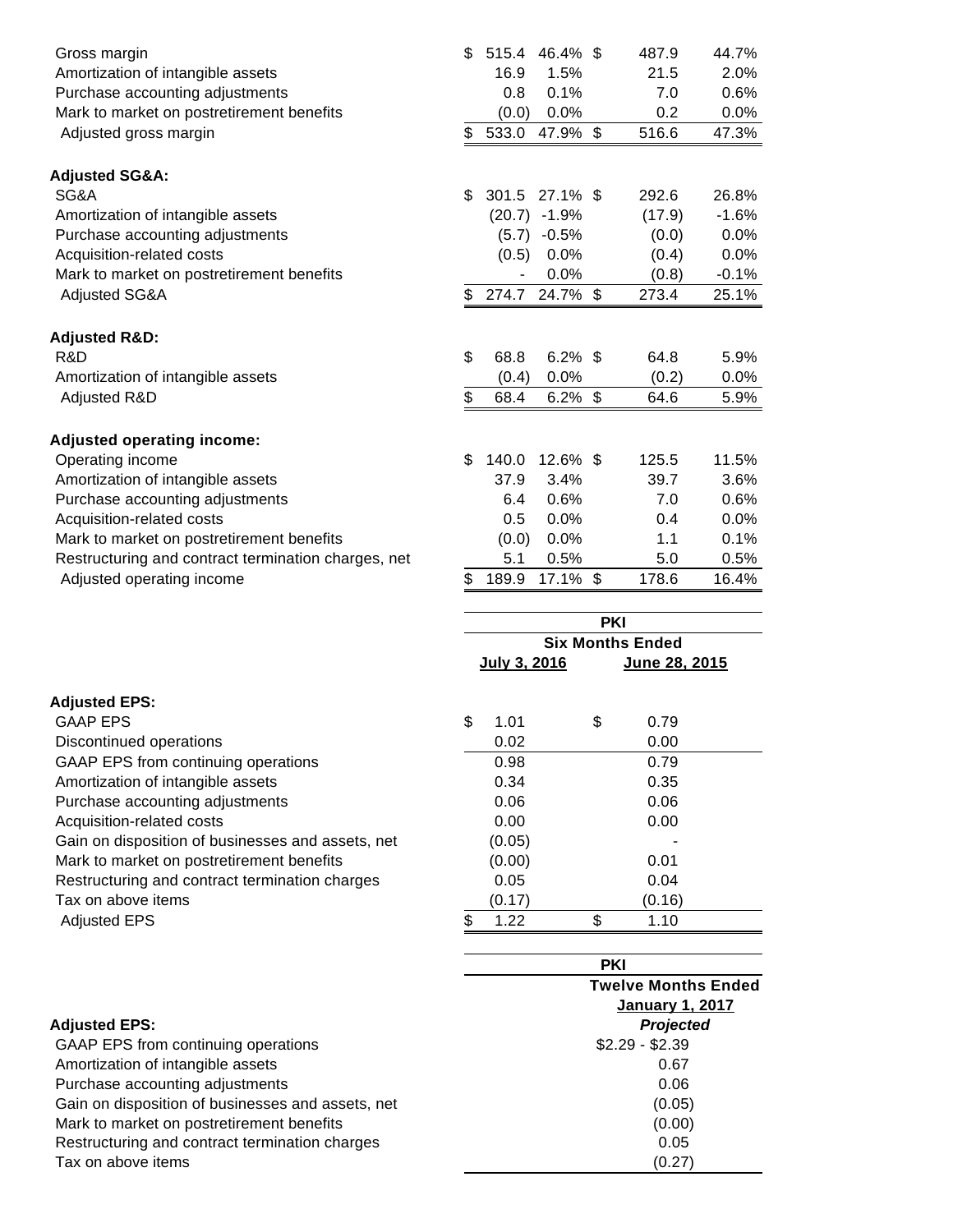| | | | | |
|---|---|---|---|---|
| Gross margin | $ 515.4 | 46.4% | $ 487.9 | 44.7% |
| Amortization of intangible assets | 16.9 | 1.5% | 21.5 | 2.0% |
| Purchase accounting adjustments | 0.8 | 0.1% | 7.0 | 0.6% |
| Mark to market on postretirement benefits | (0.0) | 0.0% | 0.2 | 0.0% |
| Adjusted gross margin | $ 533.0 | 47.9% | $ 516.6 | 47.3% |
| | | | | |
| **Adjusted SG&A:** | | | | |
| SG&A | $ 301.5 | 27.1% | $ 292.6 | 26.8% |
| Amortization of intangible assets | (20.7) | -1.9% | (17.9) | -1.6% |
| Purchase accounting adjustments | (5.7) | -0.5% | (0.0) | 0.0% |
| Acquisition-related costs | (0.5) | 0.0% | (0.4) | 0.0% |
| Mark to market on postretirement benefits | - | 0.0% | (0.8) | -0.1% |
| Adjusted SG&A | $ 274.7 | 24.7% | $ 273.4 | 25.1% |
| | | | | |
| **Adjusted R&D:** | | | | |
| R&D | $ 68.8 | 6.2% | $ 64.8 | 5.9% |
| Amortization of intangible assets | (0.4) | 0.0% | (0.2) | 0.0% |
| Adjusted R&D | $ 68.4 | 6.2% | $ 64.6 | 5.9% |
| | | | | |
| **Adjusted operating income:** | | | | |
| Operating income | $ 140.0 | 12.6% | $ 125.5 | 11.5% |
| Amortization of intangible assets | 37.9 | 3.4% | 39.7 | 3.6% |
| Purchase accounting adjustments | 6.4 | 0.6% | 7.0 | 0.6% |
| Acquisition-related costs | 0.5 | 0.0% | 0.4 | 0.0% |
| Mark to market on postretirement benefits | (0.0) | 0.0% | 1.1 | 0.1% |
| Restructuring and contract termination charges, net | 5.1 | 0.5% | 5.0 | 0.5% |
| Adjusted operating income | $ 189.9 | 17.1% | $ 178.6 | 16.4% |

| | PKI | |
|---|---|---|
| | **Six Months Ended** | |
| | July 3, 2016 | June 28, 2015 |
| **Adjusted EPS:** | | |
| GAAP EPS | $ 1.01 | $ 0.79 |
| Discontinued operations | 0.02 | 0.00 |
| GAAP EPS from continuing operations | 0.98 | 0.79 |
| Amortization of intangible assets | 0.34 | 0.35 |
| Purchase accounting adjustments | 0.06 | 0.06 |
| Acquisition-related costs | 0.00 | 0.00 |
| Gain on disposition of businesses and assets, net | (0.05) | - |
| Mark to market on postretirement benefits | (0.00) | 0.01 |
| Restructuring and contract termination charges | 0.05 | 0.04 |
| Tax on above items | (0.17) | (0.16) |
| Adjusted EPS | $ 1.22 | $ 1.10 |

| | PKI |
|---|---|
| | **Twelve Months Ended** |
| | January 1, 2017 |
| **Adjusted EPS:** | ***Projected*** |
| GAAP EPS from continuing operations | $2.29 - $2.39 |
| Amortization of intangible assets | 0.67 |
| Purchase accounting adjustments | 0.06 |
| Gain on disposition of businesses and assets, net | (0.05) |
| Mark to market on postretirement benefits | (0.00) |
| Restructuring and contract termination charges | 0.05 |
| Tax on above items | (0.27) |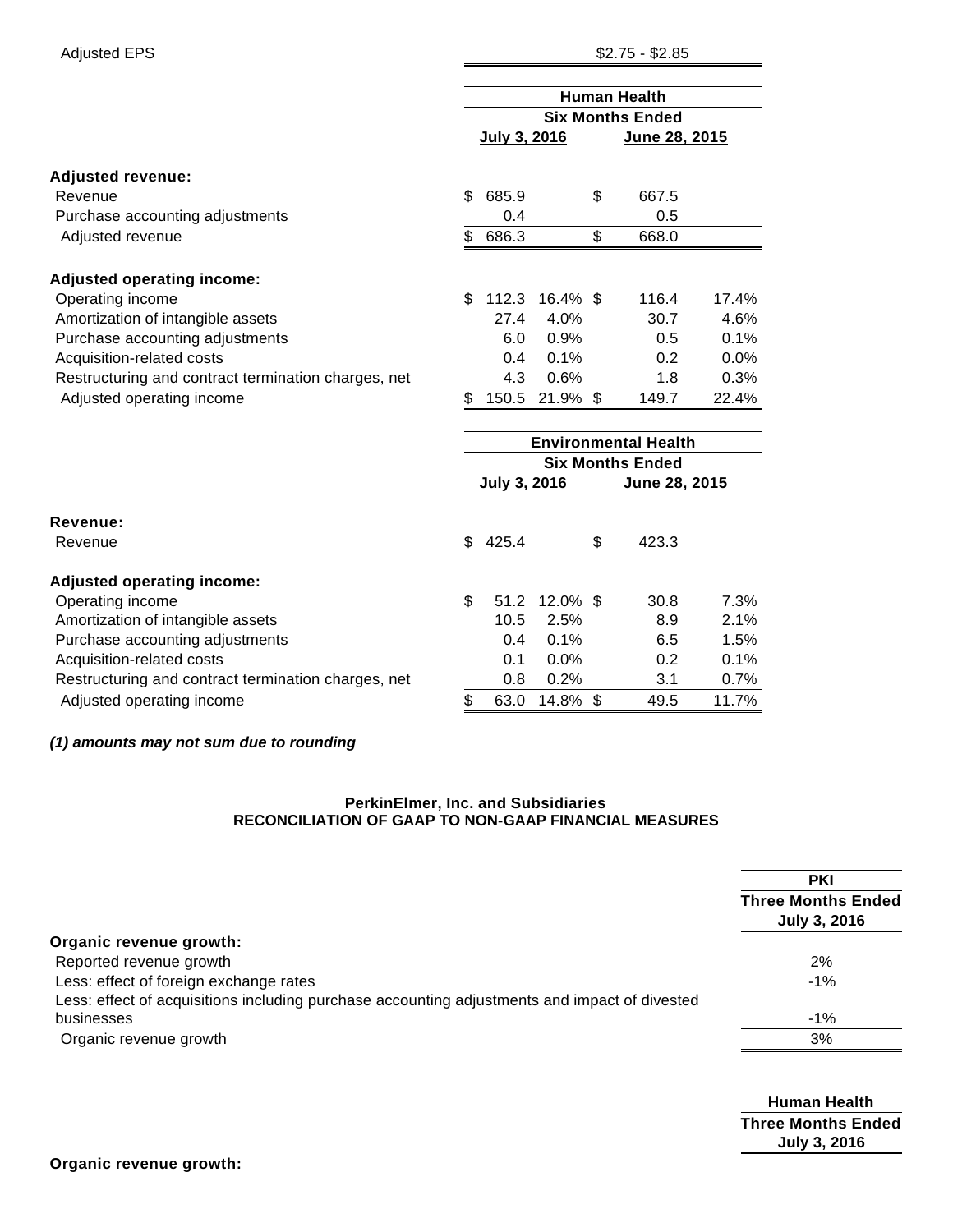| | |
|---|---|
| Adjusted EPS | $2.75 - $2.85 |

| | Human Health | | | |
|---|---|---|---|---|
| | Six Months Ended | | | |
| | July 3, 2016 | | June 28, 2015 | |
| **Adjusted revenue:** | | | | |
| Revenue | $ 685.9 | | $ 667.5 | |
| Purchase accounting adjustments | 0.4 | | 0.5 | |
| Adjusted revenue | $ 686.3 | | $ 668.0 | |
| **Adjusted operating income:** | | | | |
| Operating income | $ 112.3 | 16.4% | $ 116.4 | 17.4% |
| Amortization of intangible assets | 27.4 | 4.0% | 30.7 | 4.6% |
| Purchase accounting adjustments | 6.0 | 0.9% | 0.5 | 0.1% |
| Acquisition-related costs | 0.4 | 0.1% | 0.2 | 0.0% |
| Restructuring and contract termination charges, net | 4.3 | 0.6% | 1.8 | 0.3% |
| Adjusted operating income | $ 150.5 | 21.9% | $ 149.7 | 22.4% |

| | Environmental Health | | | |
|---|---|---|---|---|
| | Six Months Ended | | | |
| | July 3, 2016 | | June 28, 2015 | |
| **Revenue:** | | | | |
| Revenue | $ 425.4 | | $ 423.3 | |
| **Adjusted operating income:** | | | | |
| Operating income | $ 51.2 | 12.0% | $ 30.8 | 7.3% |
| Amortization of intangible assets | 10.5 | 2.5% | 8.9 | 2.1% |
| Purchase accounting adjustments | 0.4 | 0.1% | 6.5 | 1.5% |
| Acquisition-related costs | 0.1 | 0.0% | 0.2 | 0.1% |
| Restructuring and contract termination charges, net | 0.8 | 0.2% | 3.1 | 0.7% |
| Adjusted operating income | $ 63.0 | 14.8% | $ 49.5 | 11.7% |

***(1) amounts may not sum due to rounding***

**PerkinElmer, Inc. and Subsidiaries**
**RECONCILIATION OF GAAP TO NON-GAAP FINANCIAL MEASURES**

| | PKI |
|---|---|
| | Three Months Ended July 3, 2016 |
| **Organic revenue growth:** | |
| Reported revenue growth | 2% |
| Less: effect of foreign exchange rates | -1% |
| Less: effect of acquisitions including purchase accounting adjustments and impact of divested businesses | -1% |
| Organic revenue growth | 3% |

| | Human Health |
|---|---|
| | Three Months Ended July 3, 2016 |
| **Organic revenue growth:** | |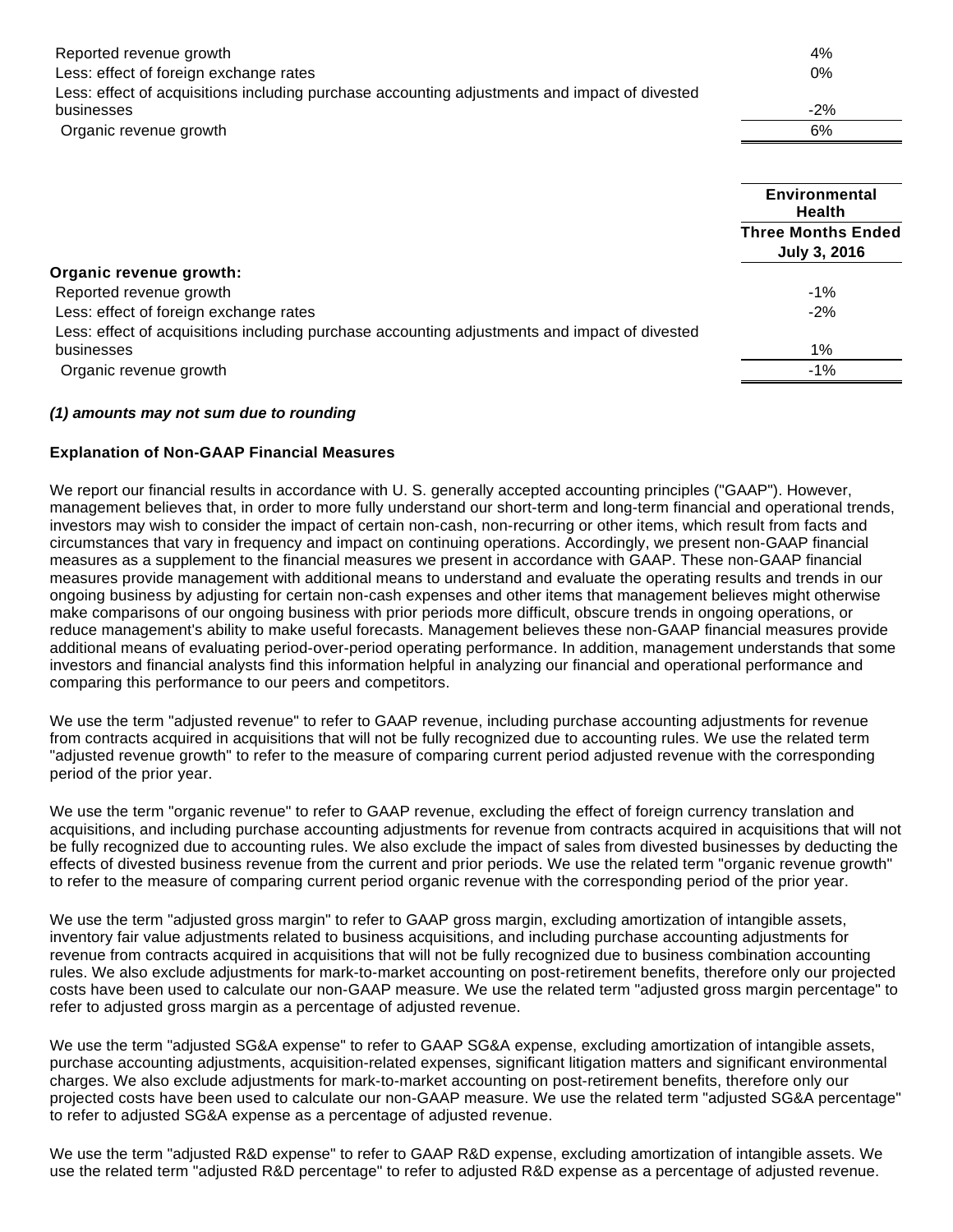| | |
|---|---|
| Reported revenue growth | 4% |
| Less: effect of foreign exchange rates | 0% |
| Less: effect of acquisitions including purchase accounting adjustments and impact of divested businesses | -2% |
| Organic revenue growth | 6% |

| | Environmental Health |
|---|---|
| | Three Months Ended July 3, 2016 |
| **Organic revenue growth:** | |
| Reported revenue growth | -1% |
| Less: effect of foreign exchange rates | -2% |
| Less: effect of acquisitions including purchase accounting adjustments and impact of divested businesses | 1% |
| Organic revenue growth | -1% |

***(1) amounts may not sum due to rounding***

**Explanation of Non-GAAP Financial Measures**

We report our financial results in accordance with U. S. generally accepted accounting principles ("GAAP"). However, management believes that, in order to more fully understand our short-term and long-term financial and operational trends, investors may wish to consider the impact of certain non-cash, non-recurring or other items, which result from facts and circumstances that vary in frequency and impact on continuing operations. Accordingly, we present non-GAAP financial measures as a supplement to the financial measures we present in accordance with GAAP. These non-GAAP financial measures provide management with additional means to understand and evaluate the operating results and trends in our ongoing business by adjusting for certain non-cash expenses and other items that management believes might otherwise make comparisons of our ongoing business with prior periods more difficult, obscure trends in ongoing operations, or reduce management's ability to make useful forecasts. Management believes these non-GAAP financial measures provide additional means of evaluating period-over-period operating performance. In addition, management understands that some investors and financial analysts find this information helpful in analyzing our financial and operational performance and comparing this performance to our peers and competitors.

We use the term "adjusted revenue" to refer to GAAP revenue, including purchase accounting adjustments for revenue from contracts acquired in acquisitions that will not be fully recognized due to accounting rules. We use the related term "adjusted revenue growth" to refer to the measure of comparing current period adjusted revenue with the corresponding period of the prior year.

We use the term "organic revenue" to refer to GAAP revenue, excluding the effect of foreign currency translation and acquisitions, and including purchase accounting adjustments for revenue from contracts acquired in acquisitions that will not be fully recognized due to accounting rules. We also exclude the impact of sales from divested businesses by deducting the effects of divested business revenue from the current and prior periods. We use the related term "organic revenue growth" to refer to the measure of comparing current period organic revenue with the corresponding period of the prior year.

We use the term "adjusted gross margin" to refer to GAAP gross margin, excluding amortization of intangible assets, inventory fair value adjustments related to business acquisitions, and including purchase accounting adjustments for revenue from contracts acquired in acquisitions that will not be fully recognized due to business combination accounting rules. We also exclude adjustments for mark-to-market accounting on post-retirement benefits, therefore only our projected costs have been used to calculate our non-GAAP measure. We use the related term "adjusted gross margin percentage" to refer to adjusted gross margin as a percentage of adjusted revenue.

We use the term "adjusted SG&A expense" to refer to GAAP SG&A expense, excluding amortization of intangible assets, purchase accounting adjustments, acquisition-related expenses, significant litigation matters and significant environmental charges. We also exclude adjustments for mark-to-market accounting on post-retirement benefits, therefore only our projected costs have been used to calculate our non-GAAP measure. We use the related term "adjusted SG&A percentage" to refer to adjusted SG&A expense as a percentage of adjusted revenue.

We use the term "adjusted R&D expense" to refer to GAAP R&D expense, excluding amortization of intangible assets. We use the related term "adjusted R&D percentage" to refer to adjusted R&D expense as a percentage of adjusted revenue.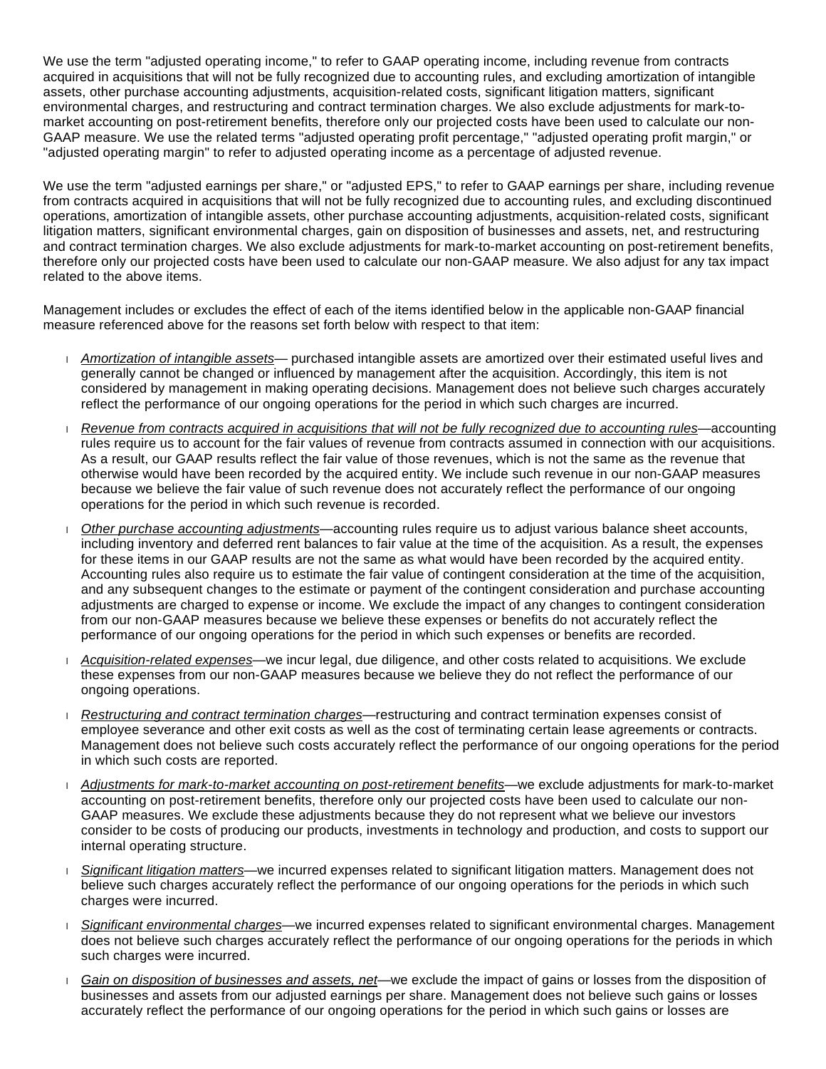We use the term "adjusted operating income," to refer to GAAP operating income, including revenue from contracts acquired in acquisitions that will not be fully recognized due to accounting rules, and excluding amortization of intangible assets, other purchase accounting adjustments, acquisition-related costs, significant litigation matters, significant environmental charges, and restructuring and contract termination charges. We also exclude adjustments for mark-to-market accounting on post-retirement benefits, therefore only our projected costs have been used to calculate our non-GAAP measure. We use the related terms "adjusted operating profit percentage," "adjusted operating profit margin," or "adjusted operating margin" to refer to adjusted operating income as a percentage of adjusted revenue.

We use the term "adjusted earnings per share," or "adjusted EPS," to refer to GAAP earnings per share, including revenue from contracts acquired in acquisitions that will not be fully recognized due to accounting rules, and excluding discontinued operations, amortization of intangible assets, other purchase accounting adjustments, acquisition-related costs, significant litigation matters, significant environmental charges, gain on disposition of businesses and assets, net, and restructuring and contract termination charges. We also exclude adjustments for mark-to-market accounting on post-retirement benefits, therefore only our projected costs have been used to calculate our non-GAAP measure. We also adjust for any tax impact related to the above items.

Management includes or excludes the effect of each of the items identified below in the applicable non-GAAP financial measure referenced above for the reasons set forth below with respect to that item:

- *Amortization of intangible assets*— purchased intangible assets are amortized over their estimated useful lives and generally cannot be changed or influenced by management after the acquisition. Accordingly, this item is not considered by management in making operating decisions. Management does not believe such charges accurately reflect the performance of our ongoing operations for the period in which such charges are incurred.
- *Revenue from contracts acquired in acquisitions that will not be fully recognized due to accounting rules*—accounting rules require us to account for the fair values of revenue from contracts assumed in connection with our acquisitions. As a result, our GAAP results reflect the fair value of those revenues, which is not the same as the revenue that otherwise would have been recorded by the acquired entity. We include such revenue in our non-GAAP measures because we believe the fair value of such revenue does not accurately reflect the performance of our ongoing operations for the period in which such revenue is recorded.
- *Other purchase accounting adjustments*—accounting rules require us to adjust various balance sheet accounts, including inventory and deferred rent balances to fair value at the time of the acquisition. As a result, the expenses for these items in our GAAP results are not the same as what would have been recorded by the acquired entity. Accounting rules also require us to estimate the fair value of contingent consideration at the time of the acquisition, and any subsequent changes to the estimate or payment of the contingent consideration and purchase accounting adjustments are charged to expense or income. We exclude the impact of any changes to contingent consideration from our non-GAAP measures because we believe these expenses or benefits do not accurately reflect the performance of our ongoing operations for the period in which such expenses or benefits are recorded.
- *Acquisition-related expenses*—we incur legal, due diligence, and other costs related to acquisitions. We exclude these expenses from our non-GAAP measures because we believe they do not reflect the performance of our ongoing operations.
- *Restructuring and contract termination charges*—restructuring and contract termination expenses consist of employee severance and other exit costs as well as the cost of terminating certain lease agreements or contracts. Management does not believe such costs accurately reflect the performance of our ongoing operations for the period in which such costs are reported.
- *Adjustments for mark-to-market accounting on post-retirement benefits*—we exclude adjustments for mark-to-market accounting on post-retirement benefits, therefore only our projected costs have been used to calculate our non-GAAP measures. We exclude these adjustments because they do not represent what we believe our investors consider to be costs of producing our products, investments in technology and production, and costs to support our internal operating structure.
- *Significant litigation matters*—we incurred expenses related to significant litigation matters. Management does not believe such charges accurately reflect the performance of our ongoing operations for the periods in which such charges were incurred.
- *Significant environmental charges*—we incurred expenses related to significant environmental charges. Management does not believe such charges accurately reflect the performance of our ongoing operations for the periods in which such charges were incurred.
- *Gain on disposition of businesses and assets, net*—we exclude the impact of gains or losses from the disposition of businesses and assets from our adjusted earnings per share. Management does not believe such gains or losses accurately reflect the performance of our ongoing operations for the period in which such gains or losses are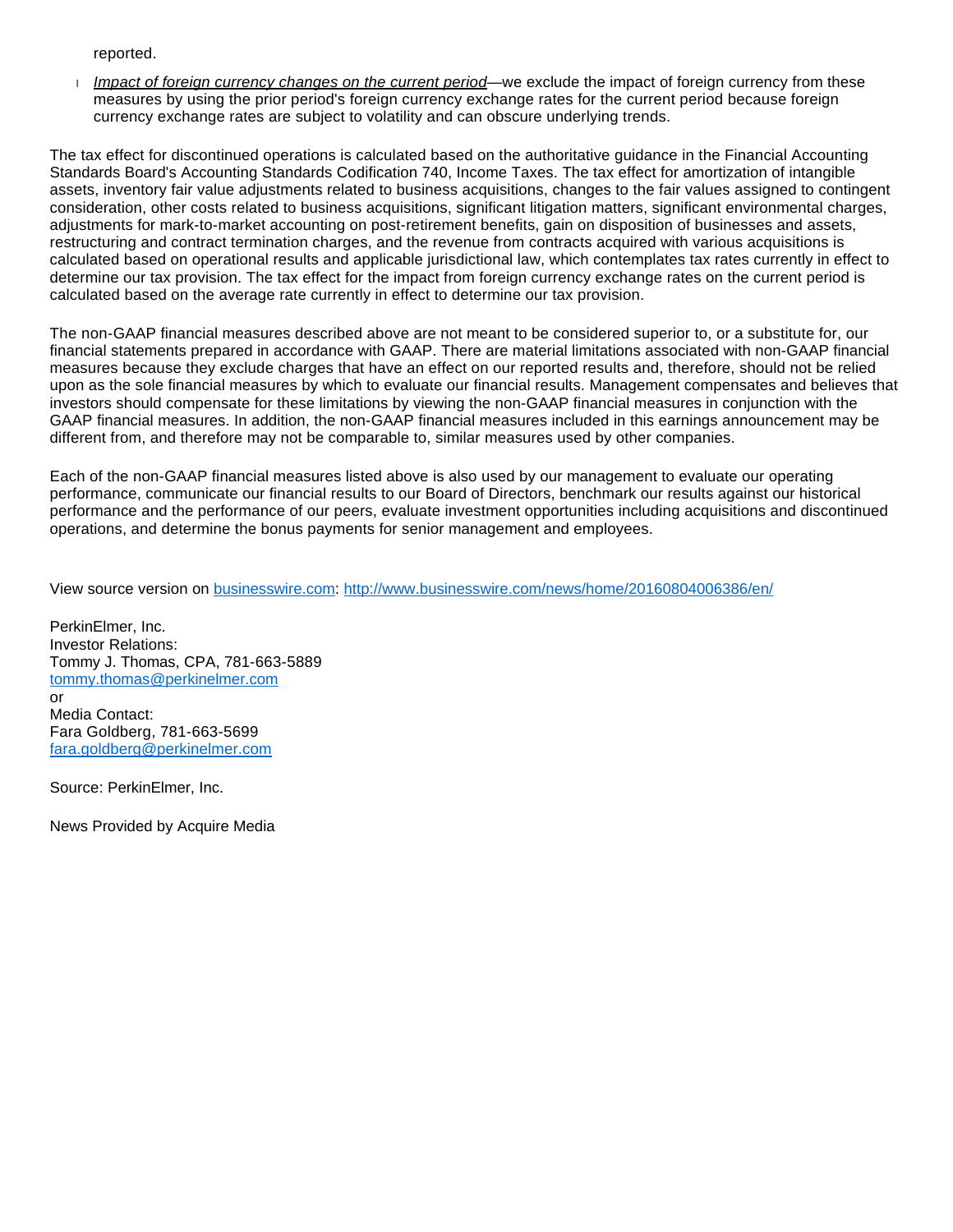reported.

- *Impact of foreign currency changes on the current period*—we exclude the impact of foreign currency from these measures by using the prior period's foreign currency exchange rates for the current period because foreign currency exchange rates are subject to volatility and can obscure underlying trends.

The tax effect for discontinued operations is calculated based on the authoritative guidance in the Financial Accounting Standards Board's Accounting Standards Codification 740, Income Taxes. The tax effect for amortization of intangible assets, inventory fair value adjustments related to business acquisitions, changes to the fair values assigned to contingent consideration, other costs related to business acquisitions, significant litigation matters, significant environmental charges, adjustments for mark-to-market accounting on post-retirement benefits, gain on disposition of businesses and assets, restructuring and contract termination charges, and the revenue from contracts acquired with various acquisitions is calculated based on operational results and applicable jurisdictional law, which contemplates tax rates currently in effect to determine our tax provision. The tax effect for the impact from foreign currency exchange rates on the current period is calculated based on the average rate currently in effect to determine our tax provision.

The non-GAAP financial measures described above are not meant to be considered superior to, or a substitute for, our financial statements prepared in accordance with GAAP. There are material limitations associated with non-GAAP financial measures because they exclude charges that have an effect on our reported results and, therefore, should not be relied upon as the sole financial measures by which to evaluate our financial results. Management compensates and believes that investors should compensate for these limitations by viewing the non-GAAP financial measures in conjunction with the GAAP financial measures. In addition, the non-GAAP financial measures included in this earnings announcement may be different from, and therefore may not be comparable to, similar measures used by other companies.

Each of the non-GAAP financial measures listed above is also used by our management to evaluate our operating performance, communicate our financial results to our Board of Directors, benchmark our results against our historical performance and the performance of our peers, evaluate investment opportunities including acquisitions and discontinued operations, and determine the bonus payments for senior management and employees.

View source version on businesswire.com: http://www.businesswire.com/news/home/20160804006386/en/

PerkinElmer, Inc.
Investor Relations:
Tommy J. Thomas, CPA, 781-663-5889
tommy.thomas@perkinelmer.com
or
Media Contact:
Fara Goldberg, 781-663-5699
fara.goldberg@perkinelmer.com

Source: PerkinElmer, Inc.

News Provided by Acquire Media